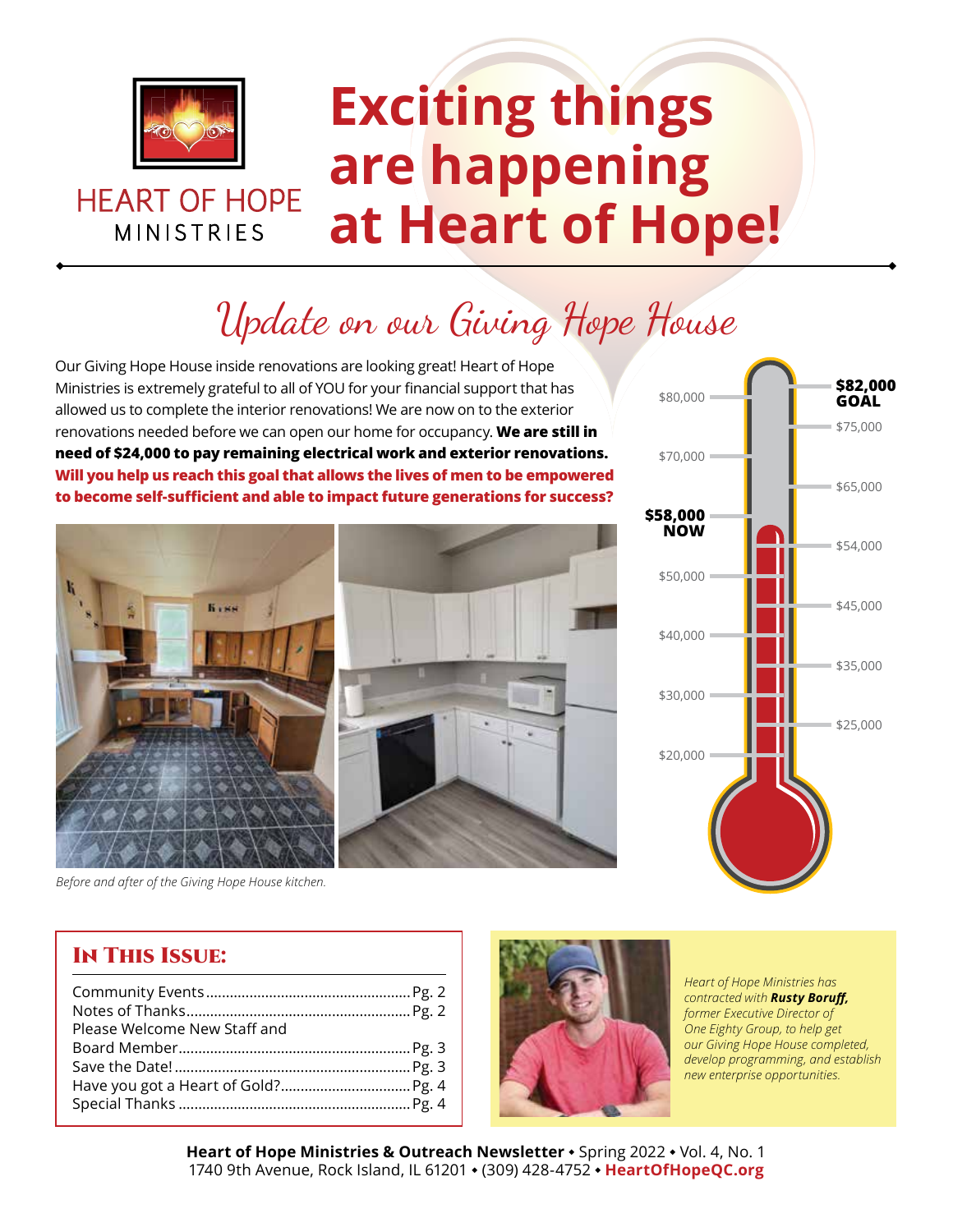HEART OF HOPE MINISTRIES

# Exciting things are happening at Heart of Hope!

## Update on our Giving Hope House

Our Giving Hope House inside renovations are looking great! Heart of Hope Ministries is extremely grateful to all of YOU for your financial support that has allowed us to complete the interior renovations! We are now on to the exterior renovations needed before we can open our home for occupancy. **We are still in need of $24,000 to pay remaining electrical work and exterior renovations. Will you help us reach this goal that allows the lives of men to be empowered to become self-sufficient and able to impact future generations for success?**

*Before and after of the Giving Hope House kitchen.*

**$82,000 GOAL**

**$58,000 NOW**

$80,000 · $75,000 · $70,000 · $65,000 · $54,000 · $50,000 · $45,000 · $40,000 · $35,000 · $30,000 · $25,000 · $20,000

### In This Issue:

- Community Events ........ Pg. 2
- Notes of Thanks ........ Pg. 2
- Please Welcome New Staff and Board Member ........ Pg. 3
- Save the Date! ........ Pg. 3
- Have you got a Heart of Gold? ........ Pg. 4
- Special Thanks ........ Pg. 4

*Heart of Hope Ministries has contracted with **Rusty Boruff,** former Executive Director of One Eighty Group, to help get our Giving Hope House completed, develop programming, and establish new enterprise opportunities.*

**Heart of Hope Ministries & Outreach Newsletter** • Spring 2022 • Vol. 4, No. 1
1740 9th Avenue, Rock Island, IL 61201 • (309) 428-4752 • **HeartOfHopeQC.org**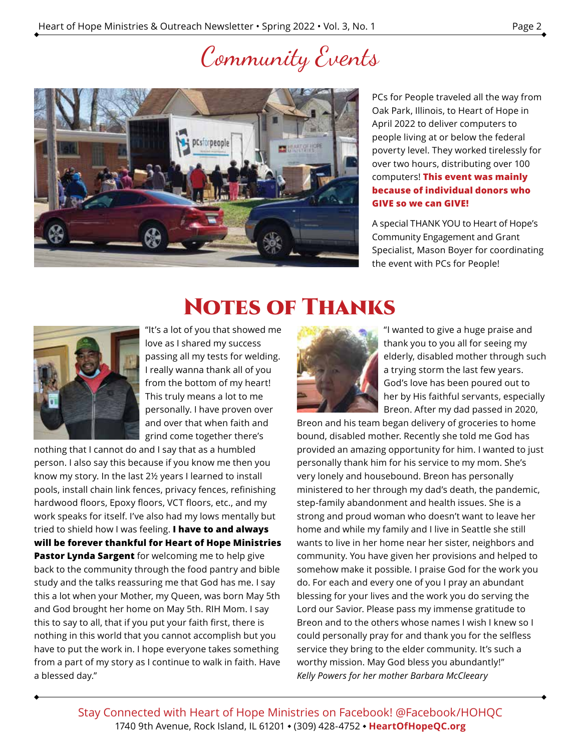# Community Events

PCs for People traveled all the way from Oak Park, Illinois, to Heart of Hope in April 2022 to deliver computers to people living at or below the federal poverty level. They worked tirelessly for over two hours, distributing over 100 computers! **This event was mainly because of individual donors who GIVE so we can GIVE!**

A special THANK YOU to Heart of Hope's Community Engagement and Grant Specialist, Mason Boyer for coordinating the event with PCs for People!

# Notes of Thanks

"It's a lot of you that showed me love as I shared my success passing all my tests for welding. I really wanna thank all of you from the bottom of my heart! This truly means a lot to me personally. I have proven over and over that when faith and grind come together there's nothing that I cannot do and I say that as a humbled person. I also say this because if you know me then you know my story. In the last 2½ years I learned to install pools, install chain link fences, privacy fences, refinishing hardwood floors, Epoxy floors, VCT floors, etc., and my work speaks for itself. I've also had my lows mentally but tried to shield how I was feeling. **I have to and always will be forever thankful for Heart of Hope Ministries Pastor Lynda Sargent** for welcoming me to help give back to the community through the food pantry and bible study and the talks reassuring me that God has me. I say this a lot when your Mother, my Queen, was born May 5th and God brought her home on May 5th. RIH Mom. I say this to say to all, that if you put your faith first, there is nothing in this world that you cannot accomplish but you have to put the work in. I hope everyone takes something from a part of my story as I continue to walk in faith. Have a blessed day."

"I wanted to give a huge praise and thank you to you all for seeing my elderly, disabled mother through such a trying storm the last few years. God's love has been poured out to her by His faithful servants, especially Breon. After my dad passed in 2020, Breon and his team began delivery of groceries to home bound, disabled mother. Recently she told me God has provided an amazing opportunity for him. I wanted to just personally thank him for his service to my mom. She's very lonely and housebound. Breon has personally ministered to her through my dad's death, the pandemic, step-family abandonment and health issues. She is a strong and proud woman who doesn't want to leave her home and while my family and I live in Seattle she still wants to live in her home near her sister, neighbors and community. You have given her provisions and helped to somehow make it possible. I praise God for the work you do. For each and every one of you I pray an abundant blessing for your lives and the work you do serving the Lord our Savior. Please pass my immense gratitude to Breon and to the others whose names I wish I knew so I could personally pray for and thank you for the selfless service they bring to the elder community. It's such a worthy mission. May God bless you abundantly!"

*Kelly Powers for her mother Barbara McCleeary*

Stay Connected with Heart of Hope Ministries on Facebook! @Facebook/HOHQC

1740 9th Avenue, Rock Island, IL 61201 • (309) 428-4752 • **HeartOfHopeQC.org**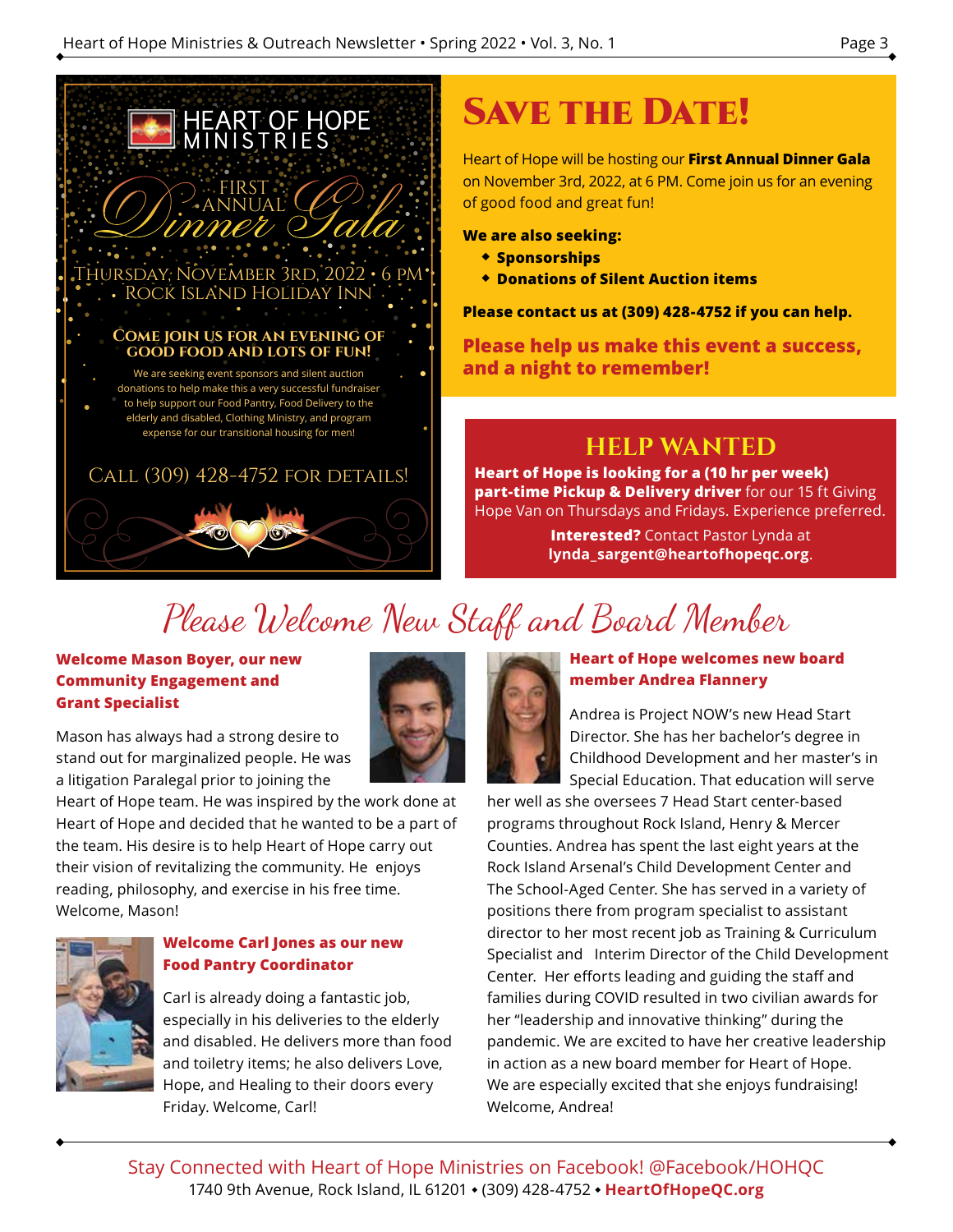HEART OF HOPE MINISTRIES

FIRST ANNUAL *Dinner Gala*

THURSDAY, NOVEMBER 3RD, 2022 • 6 PM
ROCK ISLAND HOLIDAY INN

**COME JOIN US FOR AN EVENING OF GOOD FOOD AND LOTS OF FUN!**

We are seeking event sponsors and silent auction donations to help make this a very successful fundraiser to help support our Food Pantry, Food Delivery to the elderly and disabled, Clothing Ministry, and program expense for our transitional housing for men!

CALL (309) 428-4752 FOR DETAILS!

# SAVE THE DATE!

Heart of Hope will be hosting our **First Annual Dinner Gala** on November 3rd, 2022, at 6 PM. Come join us for an evening of good food and great fun!

**We are also seeking:**

- **Sponsorships**
- **Donations of Silent Auction items**

**Please contact us at (309) 428-4752 if you can help.**

**Please help us make this event a success, and a night to remember!**

## HELP WANTED

**Heart of Hope is looking for a (10 hr per week) part-time Pickup & Delivery driver** for our 15 ft Giving Hope Van on Thursdays and Fridays. Experience preferred.

**Interested?** Contact Pastor Lynda at **lynda_sargent@heartofhopeqc.org**.

# Please Welcome New Staff and Board Member

### Welcome Mason Boyer, our new Community Engagement and Grant Specialist

Mason has always had a strong desire to stand out for marginalized people. He was a litigation Paralegal prior to joining the Heart of Hope team. He was inspired by the work done at Heart of Hope and decided that he wanted to be a part of the team. His desire is to help Heart of Hope carry out their vision of revitalizing the community. He enjoys reading, philosophy, and exercise in his free time. Welcome, Mason!

### Welcome Carl Jones as our new Food Pantry Coordinator

Carl is already doing a fantastic job, especially in his deliveries to the elderly and disabled. He delivers more than food and toiletry items; he also delivers Love, Hope, and Healing to their doors every Friday. Welcome, Carl!

### Heart of Hope welcomes new board member Andrea Flannery

Andrea is Project NOW's new Head Start Director. She has her bachelor's degree in Childhood Development and her master's in Special Education. That education will serve her well as she oversees 7 Head Start center-based programs throughout Rock Island, Henry & Mercer Counties. Andrea has spent the last eight years at the Rock Island Arsenal's Child Development Center and The School-Aged Center. She has served in a variety of positions there from program specialist to assistant director to her most recent job as Training & Curriculum Specialist and Interim Director of the Child Development Center. Her efforts leading and guiding the staff and families during COVID resulted in two civilian awards for her "leadership and innovative thinking" during the pandemic. We are excited to have her creative leadership in action as a new board member for Heart of Hope. We are especially excited that she enjoys fundraising! Welcome, Andrea!

Stay Connected with Heart of Hope Ministries on Facebook! @Facebook/HOHQC
1740 9th Avenue, Rock Island, IL 61201 • (309) 428-4752 • **HeartOfHopeQC.org**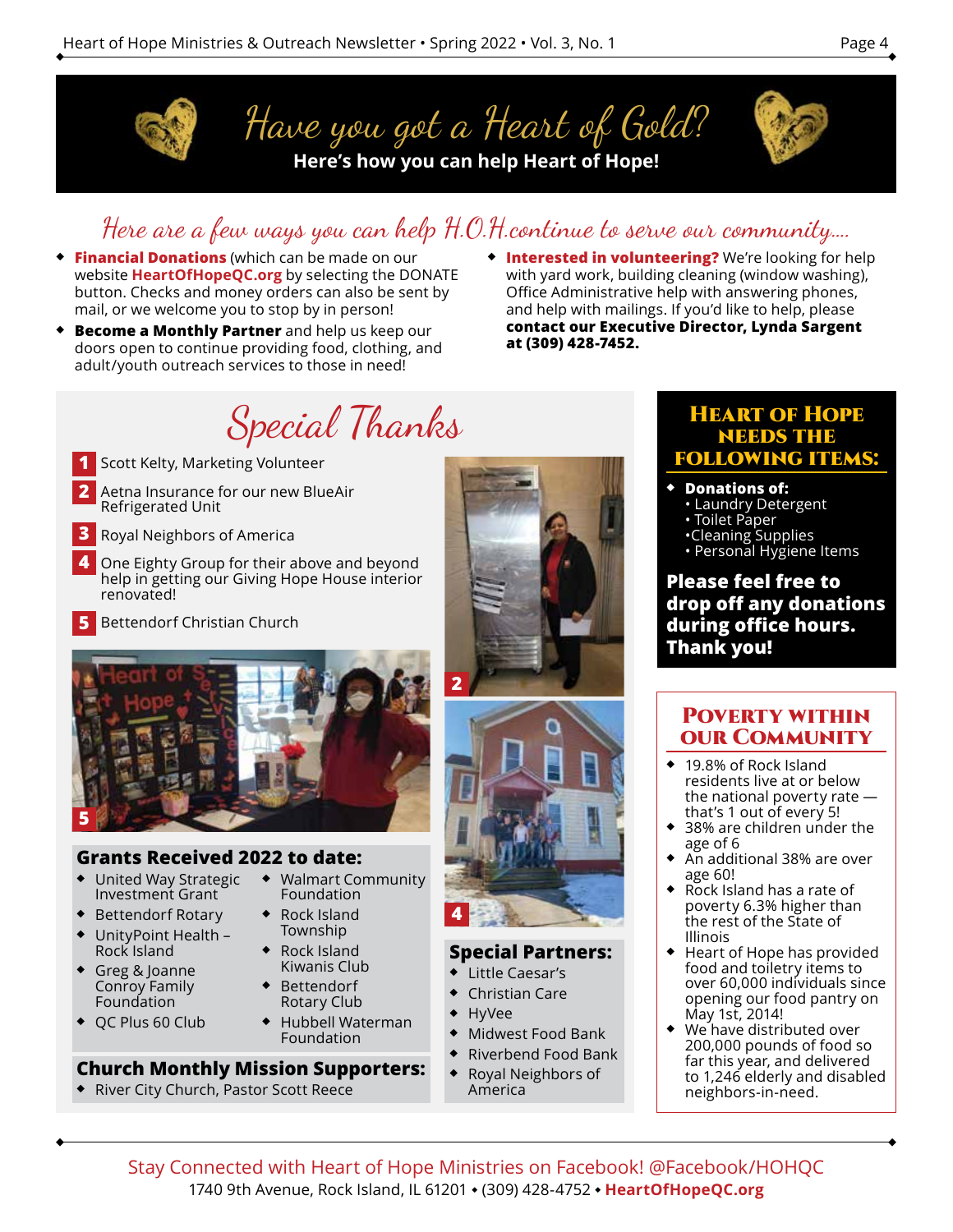# Have you got a Heart of Gold?

**Here's how you can help Heart of Hope!**

*Here are a few ways you can help H.O.H.continue to serve our community....*

- **Financial Donations** (which can be made on our website **HeartOfHopeQC.org** by selecting the DONATE button. Checks and money orders can also be sent by mail, or we welcome you to stop by in person!
- **Become a Monthly Partner** and help us keep our doors open to continue providing food, clothing, and adult/youth outreach services to those in need!
- **Interested in volunteering?** We're looking for help with yard work, building cleaning (window washing), Office Administrative help with answering phones, and help with mailings. If you'd like to help, please **contact our Executive Director, Lynda Sargent at (309) 428-7452.**

## Special Thanks

1. Scott Kelty, Marketing Volunteer
2. Aetna Insurance for our new BlueAir Refrigerated Unit
3. Royal Neighbors of America
4. One Eighty Group for their above and beyond help in getting our Giving Hope House interior renovated!
5. Bettendorf Christian Church

### Grants Received 2022 to date:

- United Way Strategic Investment Grant
- Bettendorf Rotary
- UnityPoint Health – Rock Island
- Greg & Joanne Conroy Family Foundation
- QC Plus 60 Club
- Walmart Community Foundation
- Rock Island Township
- Rock Island Kiwanis Club
- Bettendorf Rotary Club
- Hubbell Waterman Foundation

### Church Monthly Mission Supporters:

- River City Church, Pastor Scott Reece

### Special Partners:

- Little Caesar's
- Christian Care
- HyVee
- Midwest Food Bank
- Riverbend Food Bank
- Royal Neighbors of America

## Heart of Hope needs the following items:

- **Donations of:**
  - Laundry Detergent
  - Toilet Paper
  - Cleaning Supplies
  - Personal Hygiene Items

**Please feel free to drop off any donations during office hours. Thank you!**

## Poverty within our Community

- 19.8% of Rock Island residents live at or below the national poverty rate — that's 1 out of every 5!
- 38% are children under the age of 6
- An additional 38% are over age 60!
- Rock Island has a rate of poverty 6.3% higher than the rest of the State of Illinois
- Heart of Hope has provided food and toilety items to over 60,000 individuals since opening our food pantry on May 1st, 2014!
- We have distributed over 200,000 pounds of food so far this year, and delivered to 1,246 elderly and disabled neighbors-in-need.

Stay Connected with Heart of Hope Ministries on Facebook! @Facebook/HOHQC
1740 9th Avenue, Rock Island, IL 61201 • (309) 428-4752 • **HeartOfHopeQC.org**